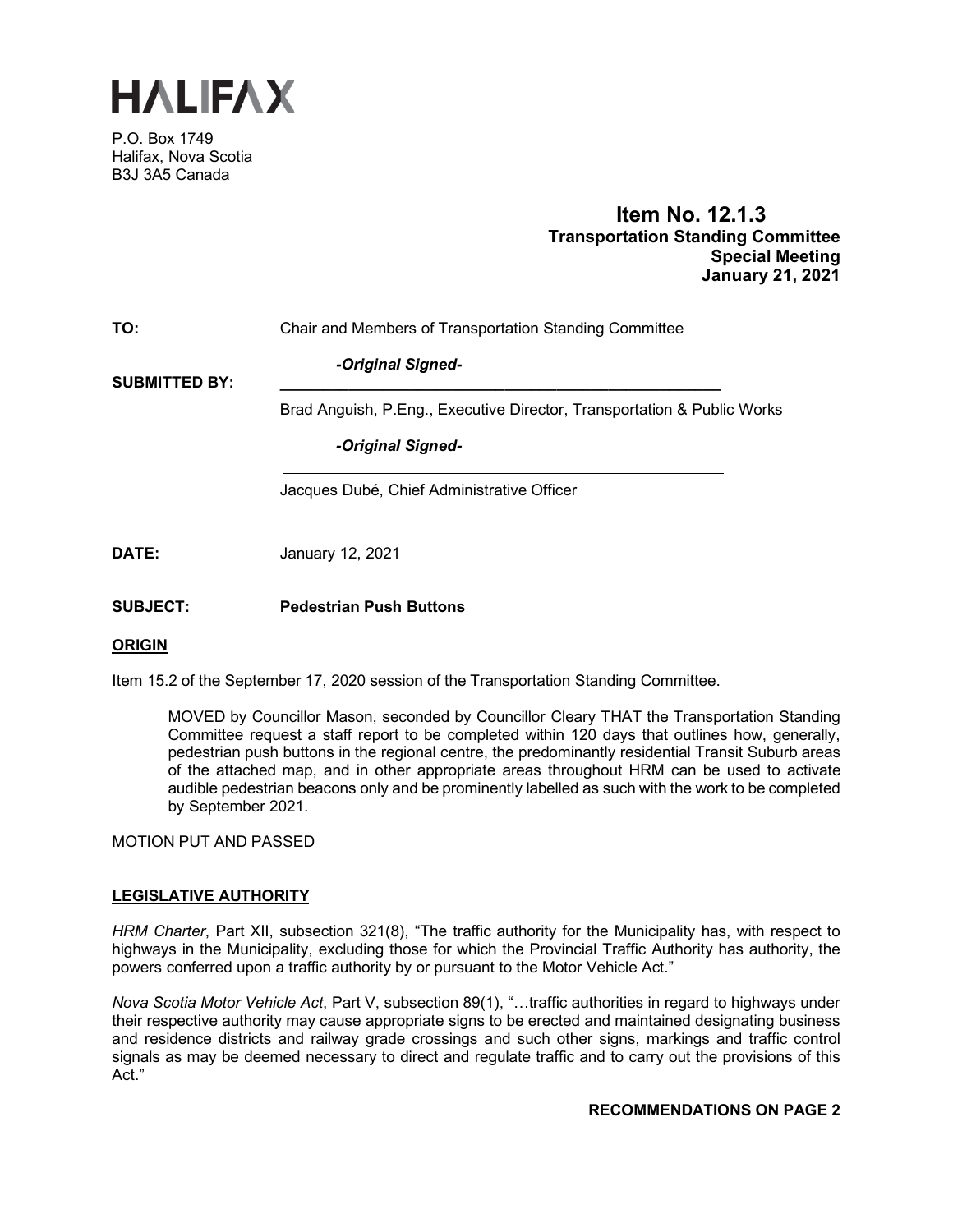# HALIFAX

P.O. Box 1749
Halifax, Nova Scotia
B3J 3A5 Canada

**Item No. 12.1.3**
**Transportation Standing Committee**
**Special Meeting**
**January 21, 2021**

**TO:** Chair and Members of Transportation Standing Committee

**SUBMITTED BY:**

*-Original Signed-*

Brad Anguish, P.Eng., Executive Director, Transportation & Public Works

*-Original Signed-*

Jacques Dubé, Chief Administrative Officer

**DATE:** January 12, 2021

**SUBJECT:** **Pedestrian Push Buttons**

## ORIGIN

Item 15.2 of the September 17, 2020 session of the Transportation Standing Committee.

> MOVED by Councillor Mason, seconded by Councillor Cleary THAT the Transportation Standing Committee request a staff report to be completed within 120 days that outlines how, generally, pedestrian push buttons in the regional centre, the predominantly residential Transit Suburb areas of the attached map, and in other appropriate areas throughout HRM can be used to activate audible pedestrian beacons only and be prominently labelled as such with the work to be completed by September 2021.

MOTION PUT AND PASSED

## LEGISLATIVE AUTHORITY

*HRM Charter*, Part XII, subsection 321(8), "The traffic authority for the Municipality has, with respect to highways in the Municipality, excluding those for which the Provincial Traffic Authority has authority, the powers conferred upon a traffic authority by or pursuant to the Motor Vehicle Act."

*Nova Scotia Motor Vehicle Act*, Part V, subsection 89(1), "…traffic authorities in regard to highways under their respective authority may cause appropriate signs to be erected and maintained designating business and residence districts and railway grade crossings and such other signs, markings and traffic control signals as may be deemed necessary to direct and regulate traffic and to carry out the provisions of this Act."

**RECOMMENDATIONS ON PAGE 2**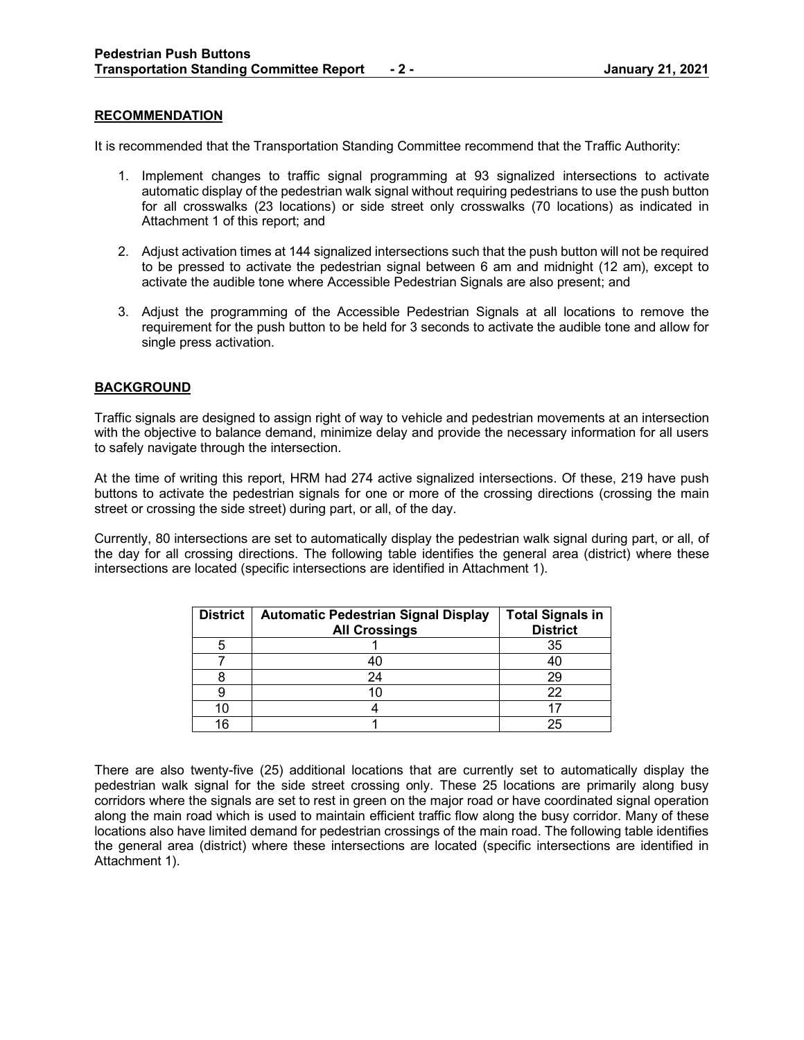## RECOMMENDATION

It is recommended that the Transportation Standing Committee recommend that the Traffic Authority:

1. Implement changes to traffic signal programming at 93 signalized intersections to activate automatic display of the pedestrian walk signal without requiring pedestrians to use the push button for all crosswalks (23 locations) or side street only crosswalks (70 locations) as indicated in Attachment 1 of this report; and

2. Adjust activation times at 144 signalized intersections such that the push button will not be required to be pressed to activate the pedestrian signal between 6 am and midnight (12 am), except to activate the audible tone where Accessible Pedestrian Signals are also present; and

3. Adjust the programming of the Accessible Pedestrian Signals at all locations to remove the requirement for the push button to be held for 3 seconds to activate the audible tone and allow for single press activation.

## BACKGROUND

Traffic signals are designed to assign right of way to vehicle and pedestrian movements at an intersection with the objective to balance demand, minimize delay and provide the necessary information for all users to safely navigate through the intersection.

At the time of writing this report, HRM had 274 active signalized intersections. Of these, 219 have push buttons to activate the pedestrian signals for one or more of the crossing directions (crossing the main street or crossing the side street) during part, or all, of the day.

Currently, 80 intersections are set to automatically display the pedestrian walk signal during part, or all, of the day for all crossing directions. The following table identifies the general area (district) where these intersections are located (specific intersections are identified in Attachment 1).

| District | Automatic Pedestrian Signal Display All Crossings | Total Signals in District |
|---|---|---|
| 5 | 1 | 35 |
| 7 | 40 | 40 |
| 8 | 24 | 29 |
| 9 | 10 | 22 |
| 10 | 4 | 17 |
| 16 | 1 | 25 |

There are also twenty-five (25) additional locations that are currently set to automatically display the pedestrian walk signal for the side street crossing only. These 25 locations are primarily along busy corridors where the signals are set to rest in green on the major road or have coordinated signal operation along the main road which is used to maintain efficient traffic flow along the busy corridor. Many of these locations also have limited demand for pedestrian crossings of the main road. The following table identifies the general area (district) where these intersections are located (specific intersections are identified in Attachment 1).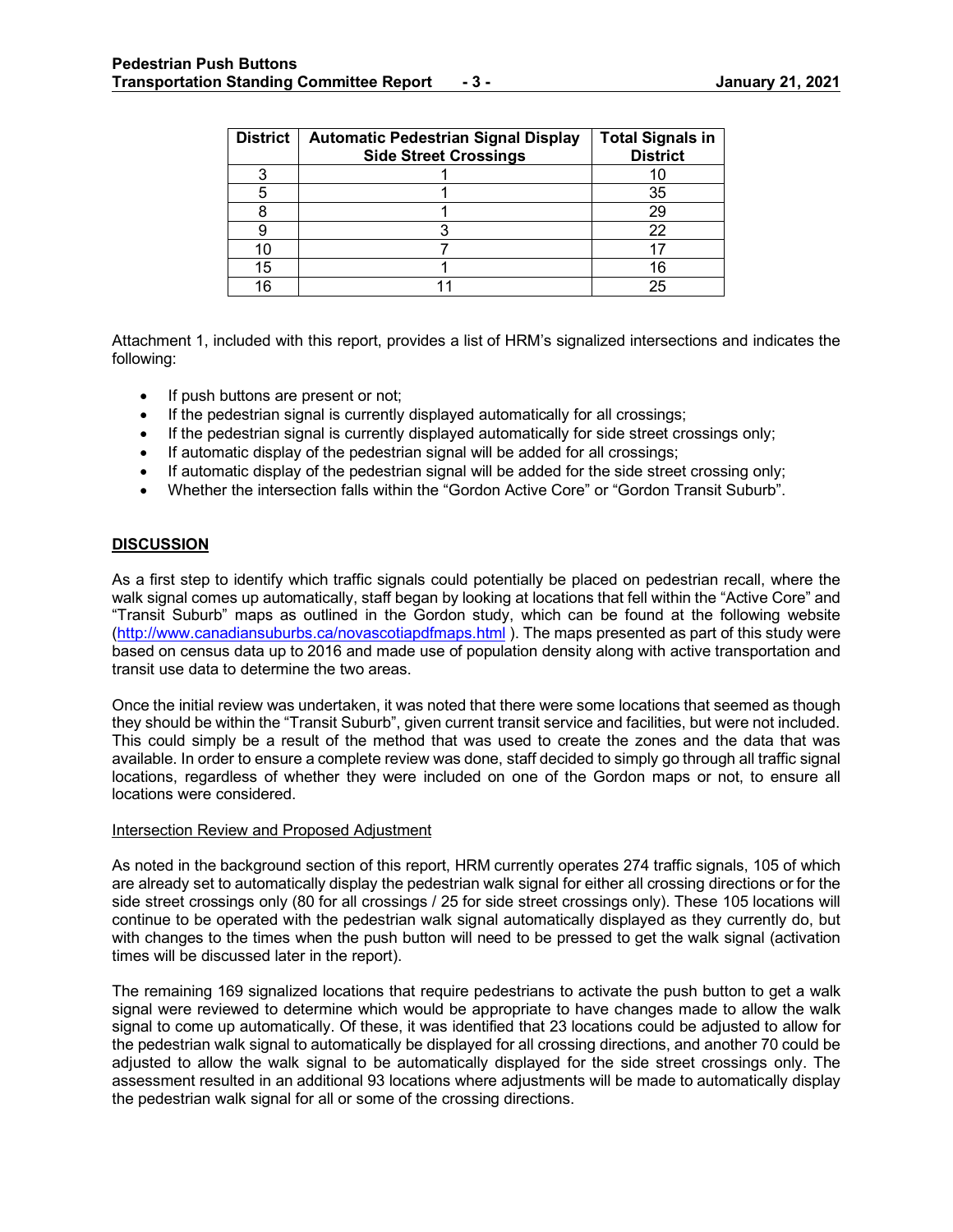| District | Automatic Pedestrian Signal Display Side Street Crossings | Total Signals in District |
|---|---|---|
| 3 | 1 | 10 |
| 5 | 1 | 35 |
| 8 | 1 | 29 |
| 9 | 3 | 22 |
| 10 | 7 | 17 |
| 15 | 1 | 16 |
| 16 | 11 | 25 |

Attachment 1, included with this report, provides a list of HRM's signalized intersections and indicates the following:

- If push buttons are present or not;
- If the pedestrian signal is currently displayed automatically for all crossings;
- If the pedestrian signal is currently displayed automatically for side street crossings only;
- If automatic display of the pedestrian signal will be added for all crossings;
- If automatic display of the pedestrian signal will be added for the side street crossing only;
- Whether the intersection falls within the "Gordon Active Core" or "Gordon Transit Suburb".

## DISCUSSION

As a first step to identify which traffic signals could potentially be placed on pedestrian recall, where the walk signal comes up automatically, staff began by looking at locations that fell within the "Active Core" and "Transit Suburb" maps as outlined in the Gordon study, which can be found at the following website (http://www.canadiansuburbs.ca/novascotiapdfmaps.html ). The maps presented as part of this study were based on census data up to 2016 and made use of population density along with active transportation and transit use data to determine the two areas.

Once the initial review was undertaken, it was noted that there were some locations that seemed as though they should be within the "Transit Suburb", given current transit service and facilities, but were not included. This could simply be a result of the method that was used to create the zones and the data that was available. In order to ensure a complete review was done, staff decided to simply go through all traffic signal locations, regardless of whether they were included on one of the Gordon maps or not, to ensure all locations were considered.

### Intersection Review and Proposed Adjustment

As noted in the background section of this report, HRM currently operates 274 traffic signals, 105 of which are already set to automatically display the pedestrian walk signal for either all crossing directions or for the side street crossings only (80 for all crossings / 25 for side street crossings only). These 105 locations will continue to be operated with the pedestrian walk signal automatically displayed as they currently do, but with changes to the times when the push button will need to be pressed to get the walk signal (activation times will be discussed later in the report).

The remaining 169 signalized locations that require pedestrians to activate the push button to get a walk signal were reviewed to determine which would be appropriate to have changes made to allow the walk signal to come up automatically. Of these, it was identified that 23 locations could be adjusted to allow for the pedestrian walk signal to automatically be displayed for all crossing directions, and another 70 could be adjusted to allow the walk signal to be automatically displayed for the side street crossings only. The assessment resulted in an additional 93 locations where adjustments will be made to automatically display the pedestrian walk signal for all or some of the crossing directions.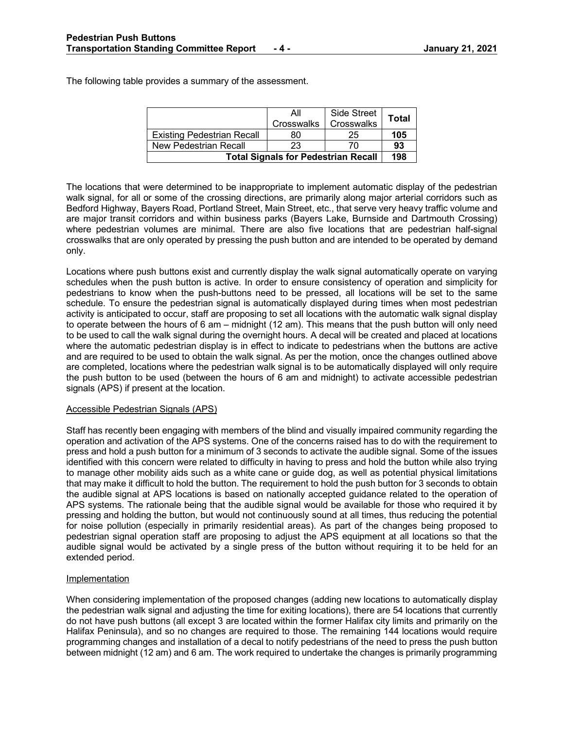The following table provides a summary of the assessment.

| | All Crosswalks | Side Street Crosswalks | Total |
|---|---|---|---|
| Existing Pedestrian Recall | 80 | 25 | **105** |
| New Pedestrian Recall | 23 | 70 | **93** |
| **Total Signals for Pedestrian Recall** | | | **198** |

The locations that were determined to be inappropriate to implement automatic display of the pedestrian walk signal, for all or some of the crossing directions, are primarily along major arterial corridors such as Bedford Highway, Bayers Road, Portland Street, Main Street, etc., that serve very heavy traffic volume and are major transit corridors and within business parks (Bayers Lake, Burnside and Dartmouth Crossing) where pedestrian volumes are minimal. There are also five locations that are pedestrian half-signal crosswalks that are only operated by pressing the push button and are intended to be operated by demand only.

Locations where push buttons exist and currently display the walk signal automatically operate on varying schedules when the push button is active. In order to ensure consistency of operation and simplicity for pedestrians to know when the push-buttons need to be pressed, all locations will be set to the same schedule. To ensure the pedestrian signal is automatically displayed during times when most pedestrian activity is anticipated to occur, staff are proposing to set all locations with the automatic walk signal display to operate between the hours of 6 am – midnight (12 am). This means that the push button will only need to be used to call the walk signal during the overnight hours. A decal will be created and placed at locations where the automatic pedestrian display is in effect to indicate to pedestrians when the buttons are active and are required to be used to obtain the walk signal. As per the motion, once the changes outlined above are completed, locations where the pedestrian walk signal is to be automatically displayed will only require the push button to be used (between the hours of 6 am and midnight) to activate accessible pedestrian signals (APS) if present at the location.

Accessible Pedestrian Signals (APS)

Staff has recently been engaging with members of the blind and visually impaired community regarding the operation and activation of the APS systems. One of the concerns raised has to do with the requirement to press and hold a push button for a minimum of 3 seconds to activate the audible signal. Some of the issues identified with this concern were related to difficulty in having to press and hold the button while also trying to manage other mobility aids such as a white cane or guide dog, as well as potential physical limitations that may make it difficult to hold the button. The requirement to hold the push button for 3 seconds to obtain the audible signal at APS locations is based on nationally accepted guidance related to the operation of APS systems. The rationale being that the audible signal would be available for those who required it by pressing and holding the button, but would not continuously sound at all times, thus reducing the potential for noise pollution (especially in primarily residential areas). As part of the changes being proposed to pedestrian signal operation staff are proposing to adjust the APS equipment at all locations so that the audible signal would be activated by a single press of the button without requiring it to be held for an extended period.

Implementation

When considering implementation of the proposed changes (adding new locations to automatically display the pedestrian walk signal and adjusting the time for exiting locations), there are 54 locations that currently do not have push buttons (all except 3 are located within the former Halifax city limits and primarily on the Halifax Peninsula), and so no changes are required to those. The remaining 144 locations would require programming changes and installation of a decal to notify pedestrians of the need to press the push button between midnight (12 am) and 6 am. The work required to undertake the changes is primarily programming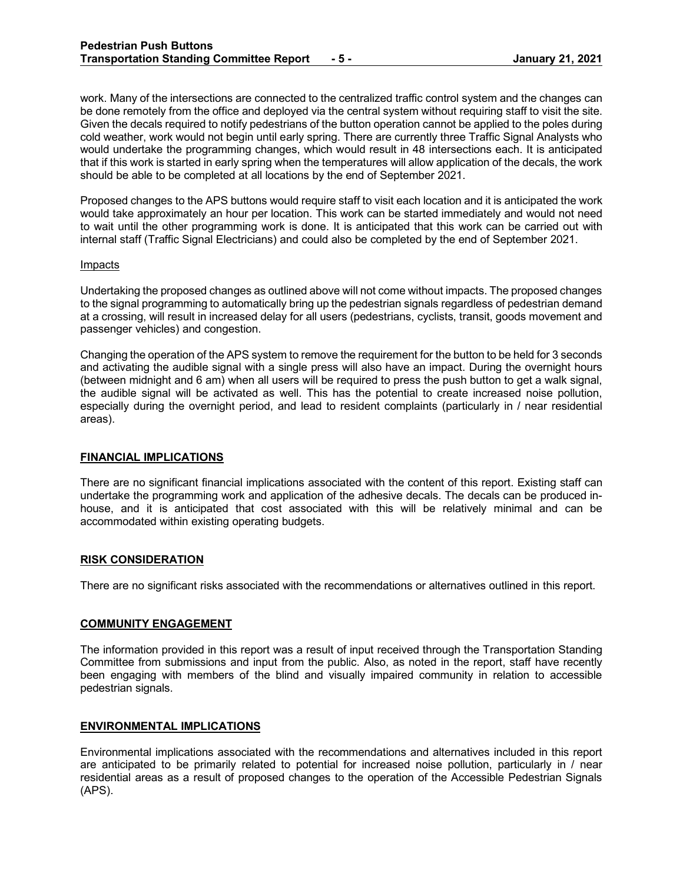work. Many of the intersections are connected to the centralized traffic control system and the changes can be done remotely from the office and deployed via the central system without requiring staff to visit the site. Given the decals required to notify pedestrians of the button operation cannot be applied to the poles during cold weather, work would not begin until early spring. There are currently three Traffic Signal Analysts who would undertake the programming changes, which would result in 48 intersections each. It is anticipated that if this work is started in early spring when the temperatures will allow application of the decals, the work should be able to be completed at all locations by the end of September 2021.

Proposed changes to the APS buttons would require staff to visit each location and it is anticipated the work would take approximately an hour per location. This work can be started immediately and would not need to wait until the other programming work is done. It is anticipated that this work can be carried out with internal staff (Traffic Signal Electricians) and could also be completed by the end of September 2021.

Impacts

Undertaking the proposed changes as outlined above will not come without impacts. The proposed changes to the signal programming to automatically bring up the pedestrian signals regardless of pedestrian demand at a crossing, will result in increased delay for all users (pedestrians, cyclists, transit, goods movement and passenger vehicles) and congestion.

Changing the operation of the APS system to remove the requirement for the button to be held for 3 seconds and activating the audible signal with a single press will also have an impact. During the overnight hours (between midnight and 6 am) when all users will be required to press the push button to get a walk signal, the audible signal will be activated as well. This has the potential to create increased noise pollution, especially during the overnight period, and lead to resident complaints (particularly in / near residential areas).

## FINANCIAL IMPLICATIONS

There are no significant financial implications associated with the content of this report. Existing staff can undertake the programming work and application of the adhesive decals. The decals can be produced in-house, and it is anticipated that cost associated with this will be relatively minimal and can be accommodated within existing operating budgets.

## RISK CONSIDERATION

There are no significant risks associated with the recommendations or alternatives outlined in this report.

## COMMUNITY ENGAGEMENT

The information provided in this report was a result of input received through the Transportation Standing Committee from submissions and input from the public. Also, as noted in the report, staff have recently been engaging with members of the blind and visually impaired community in relation to accessible pedestrian signals.

## ENVIRONMENTAL IMPLICATIONS

Environmental implications associated with the recommendations and alternatives included in this report are anticipated to be primarily related to potential for increased noise pollution, particularly in / near residential areas as a result of proposed changes to the operation of the Accessible Pedestrian Signals (APS).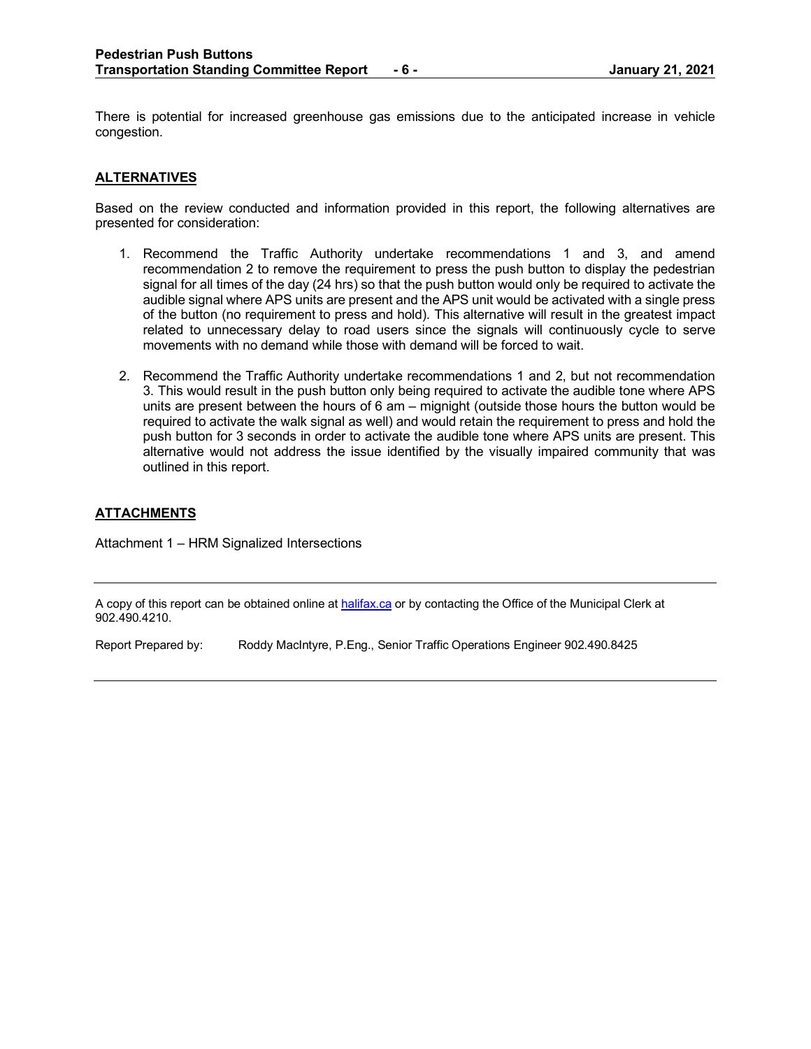There is potential for increased greenhouse gas emissions due to the anticipated increase in vehicle congestion.

## ALTERNATIVES

Based on the review conducted and information provided in this report, the following alternatives are presented for consideration:

1. Recommend the Traffic Authority undertake recommendations 1 and 3, and amend recommendation 2 to remove the requirement to press the push button to display the pedestrian signal for all times of the day (24 hrs) so that the push button would only be required to activate the audible signal where APS units are present and the APS unit would be activated with a single press of the button (no requirement to press and hold). This alternative will result in the greatest impact related to unnecessary delay to road users since the signals will continuously cycle to serve movements with no demand while those with demand will be forced to wait.

2. Recommend the Traffic Authority undertake recommendations 1 and 2, but not recommendation 3. This would result in the push button only being required to activate the audible tone where APS units are present between the hours of 6 am – mignight (outside those hours the button would be required to activate the walk signal as well) and would retain the requirement to press and hold the push button for 3 seconds in order to activate the audible tone where APS units are present. This alternative would not address the issue identified by the visually impaired community that was outlined in this report.

## ATTACHMENTS

Attachment 1 – HRM Signalized Intersections

---

A copy of this report can be obtained online at [halifax.ca](halifax.ca) or by contacting the Office of the Municipal Clerk at 902.490.4210.

Report Prepared by: Roddy MacIntyre, P.Eng., Senior Traffic Operations Engineer 902.490.8425

---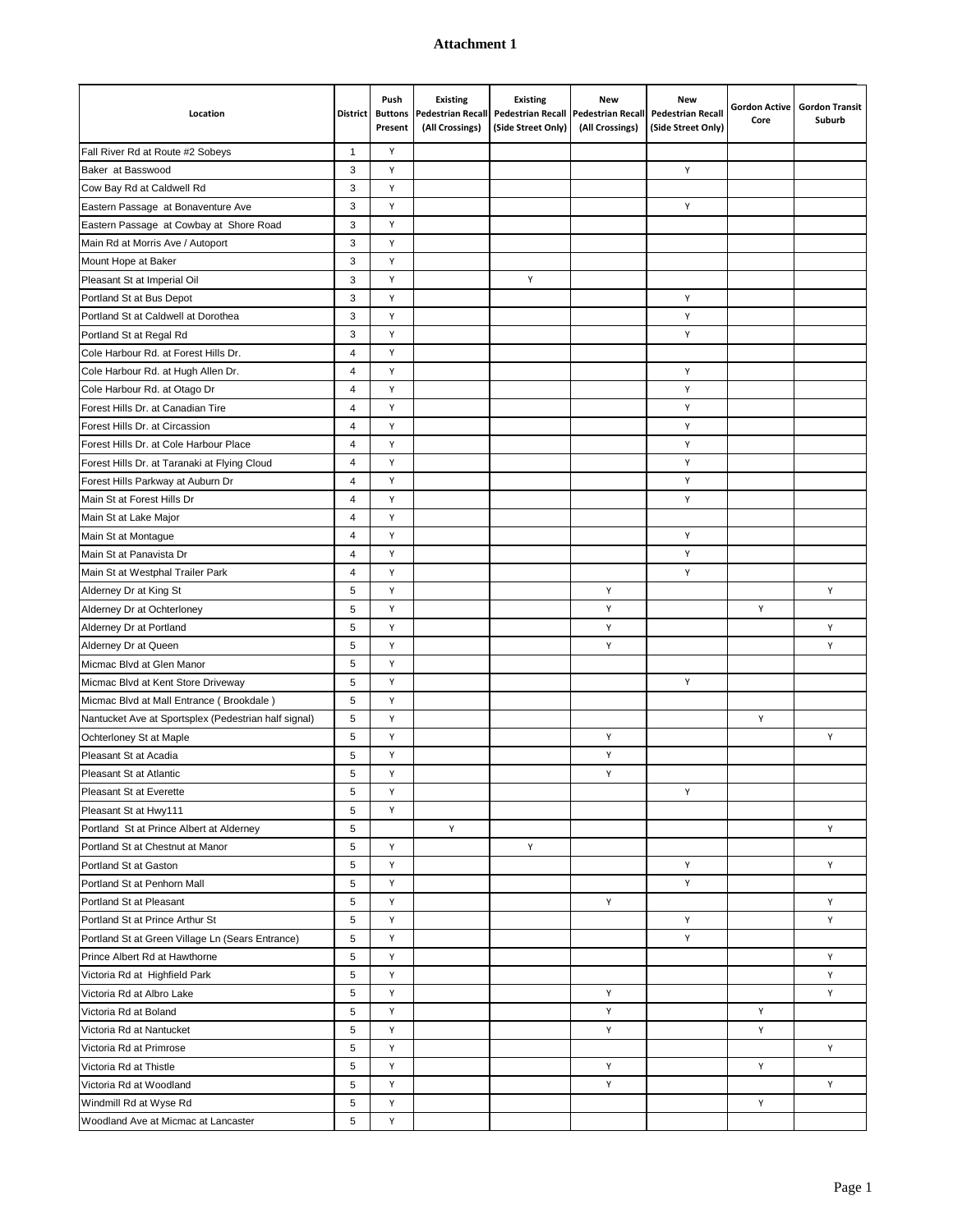# Attachment 1

| Location | District | Push Buttons Present | Existing Pedestrian Recall (All Crossings) | Existing Pedestrian Recall (Side Street Only) | New Pedestrian Recall (All Crossings) | New Pedestrian Recall (Side Street Only) | Gordon Active Core | Gordon Transit Suburb |
|---|---|---|---|---|---|---|---|---|
| Fall River Rd at Route #2 Sobeys | 1 | Y | | | | | | |
| Baker at Basswood | 3 | Y | | | | Y | | |
| Cow Bay Rd at Caldwell Rd | 3 | Y | | | | | | |
| Eastern Passage at Bonaventure Ave | 3 | Y | | | | Y | | |
| Eastern Passage at Cowbay at Shore Road | 3 | Y | | | | | | |
| Main Rd at Morris Ave / Autoport | 3 | Y | | | | | | |
| Mount Hope at Baker | 3 | Y | | | | | | |
| Pleasant St at Imperial Oil | 3 | Y | | Y | | | | |
| Portland St at Bus Depot | 3 | Y | | | | Y | | |
| Portland St at Caldwell at Dorothea | 3 | Y | | | | Y | | |
| Portland St at Regal Rd | 3 | Y | | | | Y | | |
| Cole Harbour Rd. at Forest Hills Dr. | 4 | Y | | | | | | |
| Cole Harbour Rd. at Hugh Allen Dr. | 4 | Y | | | | Y | | |
| Cole Harbour Rd. at Otago Dr | 4 | Y | | | | Y | | |
| Forest Hills Dr. at Canadian Tire | 4 | Y | | | | Y | | |
| Forest Hills Dr. at Circassion | 4 | Y | | | | Y | | |
| Forest Hills Dr. at Cole Harbour Place | 4 | Y | | | | Y | | |
| Forest Hills Dr. at Taranaki at Flying Cloud | 4 | Y | | | | Y | | |
| Forest Hills Parkway at Auburn Dr | 4 | Y | | | | Y | | |
| Main St at Forest Hills Dr | 4 | Y | | | | Y | | |
| Main St at Lake Major | 4 | Y | | | | | | |
| Main St at Montague | 4 | Y | | | | Y | | |
| Main St at Panavista Dr | 4 | Y | | | | Y | | |
| Main St at Westphal Trailer Park | 4 | Y | | | | Y | | |
| Alderney Dr at King St | 5 | Y | | | Y | | | Y |
| Alderney Dr at Ochterloney | 5 | Y | | | Y | | Y | |
| Alderney Dr at Portland | 5 | Y | | | Y | | | Y |
| Alderney Dr at Queen | 5 | Y | | | Y | | | Y |
| Micmac Blvd at Glen Manor | 5 | Y | | | | | | |
| Micmac Blvd at Kent Store Driveway | 5 | Y | | | | Y | | |
| Micmac Blvd at Mall Entrance ( Brookdale ) | 5 | Y | | | | | | |
| Nantucket Ave at Sportsplex (Pedestrian half signal) | 5 | Y | | | | | Y | |
| Ochterloney St at Maple | 5 | Y | | | Y | | | Y |
| Pleasant St at Acadia | 5 | Y | | | Y | | | |
| Pleasant St at Atlantic | 5 | Y | | | Y | | | |
| Pleasant St at Everette | 5 | Y | | | | Y | | |
| Pleasant St at Hwy111 | 5 | Y | | | | | | |
| Portland St at Prince Albert at Alderney | 5 | | Y | | | | | Y |
| Portland St at Chestnut at Manor | 5 | Y | | Y | | | | |
| Portland St at Gaston | 5 | Y | | | | Y | | Y |
| Portland St at Penhorn Mall | 5 | Y | | | | Y | | |
| Portland St at Pleasant | 5 | Y | | | Y | | | Y |
| Portland St at Prince Arthur St | 5 | Y | | | | Y | | Y |
| Portland St at Green Village Ln (Sears Entrance) | 5 | Y | | | | Y | | |
| Prince Albert Rd at Hawthorne | 5 | Y | | | | | | Y |
| Victoria Rd at Highfield Park | 5 | Y | | | | | | Y |
| Victoria Rd at Albro Lake | 5 | Y | | | Y | | | Y |
| Victoria Rd at Boland | 5 | Y | | | Y | | Y | |
| Victoria Rd at Nantucket | 5 | Y | | | Y | | Y | |
| Victoria Rd at Primrose | 5 | Y | | | | | | Y |
| Victoria Rd at Thistle | 5 | Y | | | Y | | Y | |
| Victoria Rd at Woodland | 5 | Y | | | Y | | | Y |
| Windmill Rd at Wyse Rd | 5 | Y | | | | | Y | |
| Woodland Ave at Micmac at Lancaster | 5 | Y | | | | | | |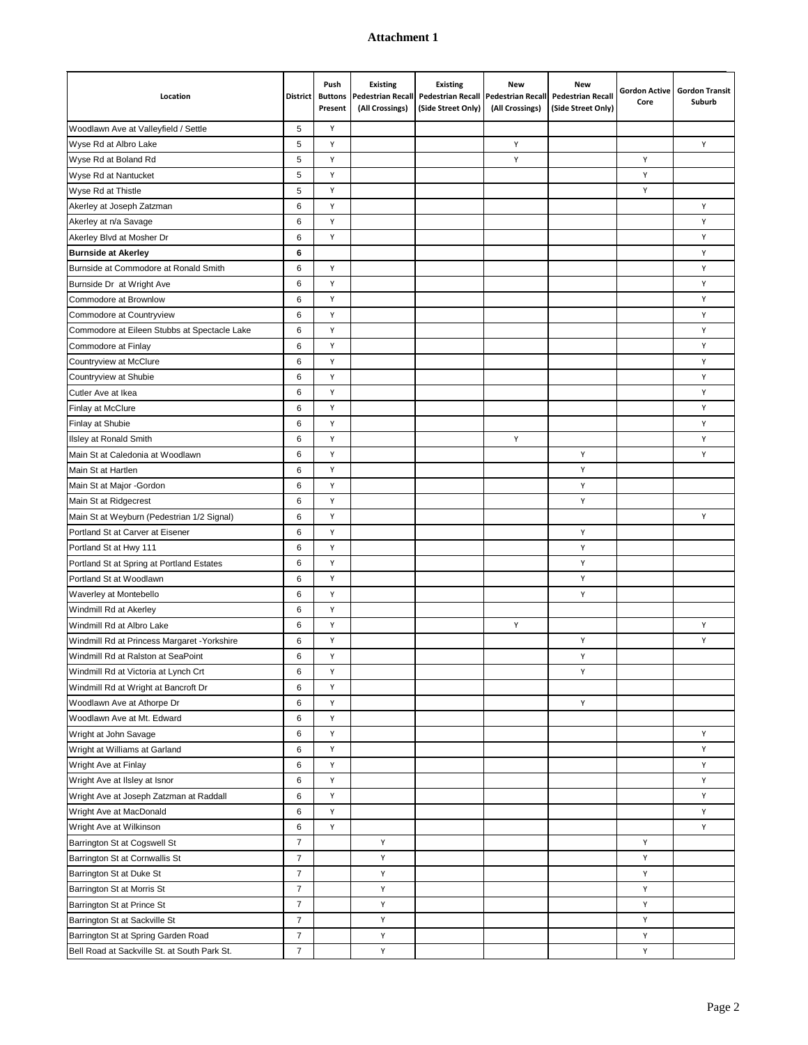**Attachment 1**

| Location | District | Push Buttons Present | Existing Pedestrian Recall (All Crossings) | Existing Pedestrian Recall (Side Street Only) | New Pedestrian Recall (All Crossings) | New Pedestrian Recall (Side Street Only) | Gordon Active Core | Gordon Transit Suburb |
|---|---|---|---|---|---|---|---|---|
| Woodlawn Ave at Valleyfield / Settle | 5 | Y | | | | | | |
| Wyse Rd at Albro Lake | 5 | Y | | | Y | | | Y |
| Wyse Rd at Boland Rd | 5 | Y | | | Y | | Y | |
| Wyse Rd at Nantucket | 5 | Y | | | | | Y | |
| Wyse Rd at Thistle | 5 | Y | | | | | Y | |
| Akerley at Joseph Zatzman | 6 | Y | | | | | | Y |
| Akerley at n/a Savage | 6 | Y | | | | | | Y |
| Akerley Blvd at Mosher Dr | 6 | Y | | | | | | Y |
| **Burnside at Akerley** | **6** | | | | | | | Y |
| Burnside at Commodore at Ronald Smith | 6 | Y | | | | | | Y |
| Burnside Dr at Wright Ave | 6 | Y | | | | | | Y |
| Commodore at Brownlow | 6 | Y | | | | | | Y |
| Commodore at Countryview | 6 | Y | | | | | | Y |
| Commodore at Eileen Stubbs at Spectacle Lake | 6 | Y | | | | | | Y |
| Commodore at Finlay | 6 | Y | | | | | | Y |
| Countryview at McClure | 6 | Y | | | | | | Y |
| Countryview at Shubie | 6 | Y | | | | | | Y |
| Cutler Ave at Ikea | 6 | Y | | | | | | Y |
| Finlay at McClure | 6 | Y | | | | | | Y |
| Finlay at Shubie | 6 | Y | | | | | | Y |
| Ilsley at Ronald Smith | 6 | Y | | | Y | | | Y |
| Main St at Caledonia at Woodlawn | 6 | Y | | | | Y | | Y |
| Main St at Hartlen | 6 | Y | | | | Y | | |
| Main St at Major -Gordon | 6 | Y | | | | Y | | |
| Main St at Ridgecrest | 6 | Y | | | | Y | | |
| Main St at Weyburn (Pedestrian 1/2 Signal) | 6 | Y | | | | | | Y |
| Portland St at Carver at Eisener | 6 | Y | | | | Y | | |
| Portland St at Hwy 111 | 6 | Y | | | | Y | | |
| Portland St at Spring at Portland Estates | 6 | Y | | | | Y | | |
| Portland St at Woodlawn | 6 | Y | | | | Y | | |
| Waverley at Montebello | 6 | Y | | | | Y | | |
| Windmill Rd at Akerley | 6 | Y | | | | | | |
| Windmill Rd at Albro Lake | 6 | Y | | | Y | | | Y |
| Windmill Rd at Princess Margaret -Yorkshire | 6 | Y | | | | Y | | Y |
| Windmill Rd at Ralston at SeaPoint | 6 | Y | | | | Y | | |
| Windmill Rd at Victoria at Lynch Crt | 6 | Y | | | | Y | | |
| Windmill Rd at Wright at Bancroft Dr | 6 | Y | | | | | | |
| Woodlawn Ave at Athorpe Dr | 6 | Y | | | | Y | | |
| Woodlawn Ave at Mt. Edward | 6 | Y | | | | | | |
| Wright at John Savage | 6 | Y | | | | | | Y |
| Wright at Williams at Garland | 6 | Y | | | | | | Y |
| Wright Ave at Finlay | 6 | Y | | | | | | Y |
| Wright Ave at Ilsley at Isnor | 6 | Y | | | | | | Y |
| Wright Ave at Joseph Zatzman at Raddall | 6 | Y | | | | | | Y |
| Wright Ave at MacDonald | 6 | Y | | | | | | Y |
| Wright Ave at Wilkinson | 6 | Y | | | | | | Y |
| Barrington St at Cogswell St | 7 | | Y | | | | Y | |
| Barrington St at Cornwallis St | 7 | | Y | | | | Y | |
| Barrington St at Duke St | 7 | | Y | | | | Y | |
| Barrington St at Morris St | 7 | | Y | | | | Y | |
| Barrington St at Prince St | 7 | | Y | | | | Y | |
| Barrington St at Sackville St | 7 | | Y | | | | Y | |
| Barrington St at Spring Garden Road | 7 | | Y | | | | Y | |
| Bell Road at Sackville St. at South Park St. | 7 | | Y | | | | Y | |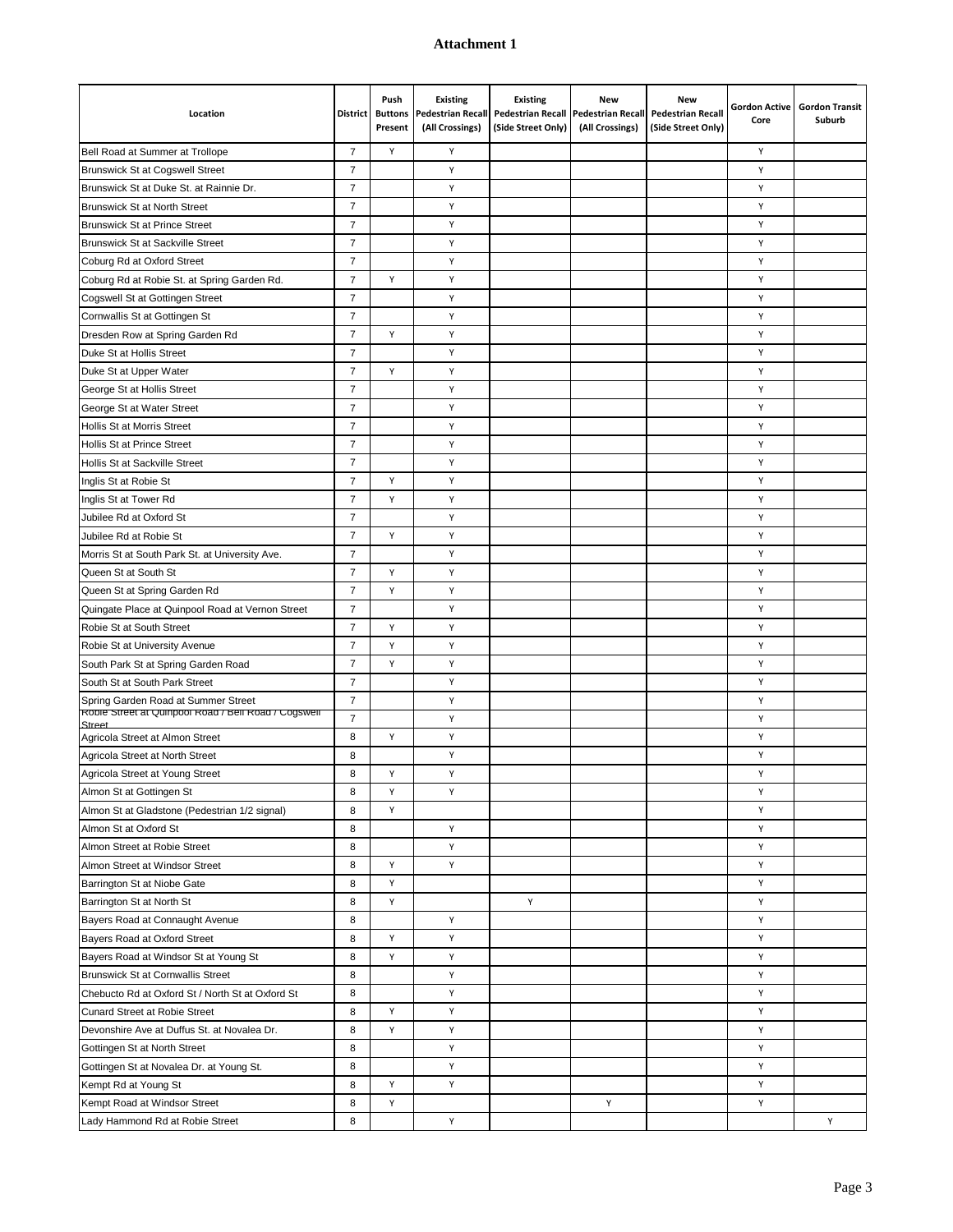**Attachment 1**

| Location | District | Push Buttons Present | Existing Pedestrian Recall (All Crossings) | Existing Pedestrian Recall (Side Street Only) | New Pedestrian Recall (All Crossings) | New Pedestrian Recall (Side Street Only) | Gordon Active Core | Gordon Transit Suburb |
|---|---|---|---|---|---|---|---|---|
| Bell Road at Summer at Trollope | 7 | Y | Y | | | | Y | |
| Brunswick St at Cogswell Street | 7 | | Y | | | | Y | |
| Brunswick St at Duke St. at Rainnie Dr. | 7 | | Y | | | | Y | |
| Brunswick St at North Street | 7 | | Y | | | | Y | |
| Brunswick St at Prince Street | 7 | | Y | | | | Y | |
| Brunswick St at Sackville Street | 7 | | Y | | | | Y | |
| Coburg Rd at Oxford Street | 7 | | Y | | | | Y | |
| Coburg Rd at Robie St. at Spring Garden Rd. | 7 | Y | Y | | | | Y | |
| Cogswell St at Gottingen Street | 7 | | Y | | | | Y | |
| Cornwallis St at Gottingen St | 7 | | Y | | | | Y | |
| Dresden Row at Spring Garden Rd | 7 | Y | Y | | | | Y | |
| Duke St at Hollis Street | 7 | | Y | | | | Y | |
| Duke St at Upper Water | 7 | Y | Y | | | | Y | |
| George St at Hollis Street | 7 | | Y | | | | Y | |
| George St at Water Street | 7 | | Y | | | | Y | |
| Hollis St at Morris Street | 7 | | Y | | | | Y | |
| Hollis St at Prince Street | 7 | | Y | | | | Y | |
| Hollis St at Sackville Street | 7 | | Y | | | | Y | |
| Inglis St at Robie St | 7 | Y | Y | | | | Y | |
| Inglis St at Tower Rd | 7 | Y | Y | | | | Y | |
| Jubilee Rd at Oxford St | 7 | | Y | | | | Y | |
| Jubilee Rd at Robie St | 7 | Y | Y | | | | Y | |
| Morris St at South Park St. at University Ave. | 7 | | Y | | | | Y | |
| Queen St at South St | 7 | Y | Y | | | | Y | |
| Queen St at Spring Garden Rd | 7 | Y | Y | | | | Y | |
| Quingate Place at Quinpool Road at Vernon Street | 7 | | Y | | | | Y | |
| Robie St at South Street | 7 | Y | Y | | | | Y | |
| Robie St at University Avenue | 7 | Y | Y | | | | Y | |
| South Park St at Spring Garden Road | 7 | Y | Y | | | | Y | |
| South St at South Park Street | 7 | | Y | | | | Y | |
| Spring Garden Road at Summer Street | 7 | | Y | | | | Y | |
| Robie Street at Quinpool Road / Bell Road / Cogswell Street | 7 | | Y | | | | Y | |
| Agricola Street at Almon Street | 8 | Y | Y | | | | Y | |
| Agricola Street at North Street | 8 | | Y | | | | Y | |
| Agricola Street at Young Street | 8 | Y | Y | | | | Y | |
| Almon St at Gottingen St | 8 | Y | Y | | | | Y | |
| Almon St at Gladstone (Pedestrian 1/2 signal) | 8 | Y | | | | | Y | |
| Almon St at Oxford St | 8 | | Y | | | | Y | |
| Almon Street at Robie Street | 8 | | Y | | | | Y | |
| Almon Street at Windsor Street | 8 | Y | Y | | | | Y | |
| Barrington St at Niobe Gate | 8 | Y | | | | | Y | |
| Barrington St at North St | 8 | Y | | Y | | | Y | |
| Bayers Road at Connaught Avenue | 8 | | Y | | | | Y | |
| Bayers Road at Oxford Street | 8 | Y | Y | | | | Y | |
| Bayers Road at Windsor St at Young St | 8 | Y | Y | | | | Y | |
| Brunswick St at Cornwallis Street | 8 | | Y | | | | Y | |
| Chebucto Rd at Oxford St / North St at Oxford St | 8 | | Y | | | | Y | |
| Cunard Street at Robie Street | 8 | Y | Y | | | | Y | |
| Devonshire Ave at Duffus St. at Novalea Dr. | 8 | Y | Y | | | | Y | |
| Gottingen St at North Street | 8 | | Y | | | | Y | |
| Gottingen St at Novalea Dr. at Young St. | 8 | | Y | | | | Y | |
| Kempt Rd at Young St | 8 | Y | Y | | | | Y | |
| Kempt Road at Windsor Street | 8 | Y | | | Y | | Y | |
| Lady Hammond Rd at Robie Street | 8 | | Y | | | | | Y |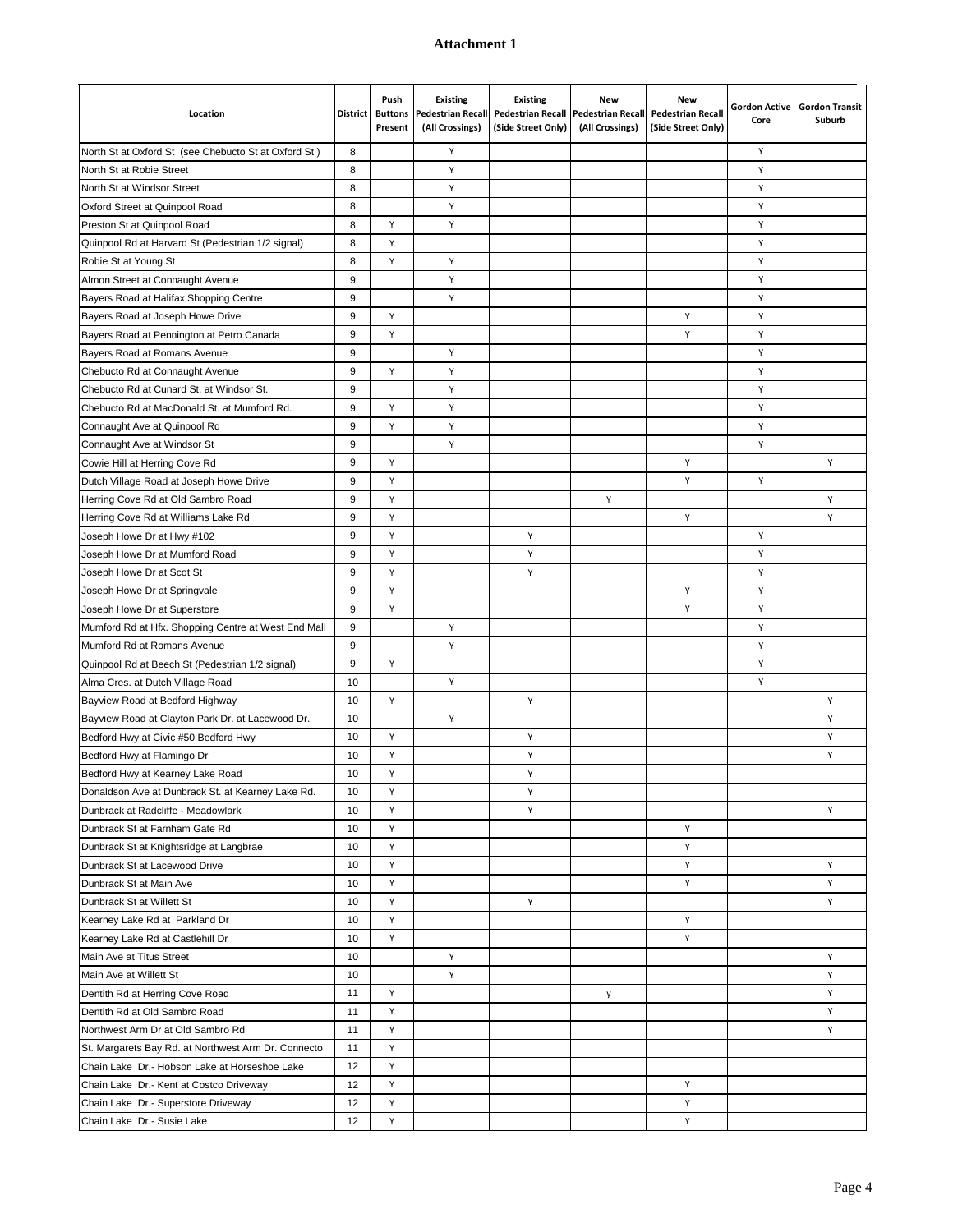# Attachment 1

| Location | District | Push Buttons Present | Existing Pedestrian Recall (All Crossings) | Existing Pedestrian Recall (Side Street Only) | New Pedestrian Recall (All Crossings) | New Pedestrian Recall (Side Street Only) | Gordon Active Core | Gordon Transit Suburb |
|---|---|---|---|---|---|---|---|---|
| North St at Oxford St (see Chebucto St at Oxford St ) | 8 | | Y | | | | Y | |
| North St at Robie Street | 8 | | Y | | | | Y | |
| North St at Windsor Street | 8 | | Y | | | | Y | |
| Oxford Street at Quinpool Road | 8 | | Y | | | | Y | |
| Preston St at Quinpool Road | 8 | Y | Y | | | | Y | |
| Quinpool Rd at Harvard St (Pedestrian 1/2 signal) | 8 | Y | | | | | Y | |
| Robie St at Young St | 8 | Y | Y | | | | Y | |
| Almon Street at Connaught Avenue | 9 | | Y | | | | Y | |
| Bayers Road at Halifax Shopping Centre | 9 | | Y | | | | Y | |
| Bayers Road at Joseph Howe Drive | 9 | Y | | | | Y | Y | |
| Bayers Road at Pennington at Petro Canada | 9 | Y | | | | Y | Y | |
| Bayers Road at Romans Avenue | 9 | | Y | | | | Y | |
| Chebucto Rd at Connaught Avenue | 9 | Y | Y | | | | Y | |
| Chebucto Rd at Cunard St. at Windsor St. | 9 | | Y | | | | Y | |
| Chebucto Rd at MacDonald St. at Mumford Rd. | 9 | Y | Y | | | | Y | |
| Connaught Ave at Quinpool Rd | 9 | Y | Y | | | | Y | |
| Connaught Ave at Windsor St | 9 | | Y | | | | Y | |
| Cowie Hill at Herring Cove Rd | 9 | Y | | | | Y | | Y |
| Dutch Village Road at Joseph Howe Drive | 9 | Y | | | | Y | Y | |
| Herring Cove Rd at Old Sambro Road | 9 | Y | | | Y | | | Y |
| Herring Cove Rd at Williams Lake Rd | 9 | Y | | | | Y | | Y |
| Joseph Howe Dr at Hwy #102 | 9 | Y | | Y | | | Y | |
| Joseph Howe Dr at Mumford Road | 9 | Y | | Y | | | Y | |
| Joseph Howe Dr at Scot St | 9 | Y | | Y | | | Y | |
| Joseph Howe Dr at Springvale | 9 | Y | | | | Y | Y | |
| Joseph Howe Dr at Superstore | 9 | Y | | | | Y | Y | |
| Mumford Rd at Hfx. Shopping Centre at West End Mall | 9 | | Y | | | | Y | |
| Mumford Rd at Romans Avenue | 9 | | Y | | | | Y | |
| Quinpool Rd at Beech St (Pedestrian 1/2 signal) | 9 | Y | | | | | Y | |
| Alma Cres. at Dutch Village Road | 10 | | Y | | | | Y | |
| Bayview Road at Bedford Highway | 10 | Y | | Y | | | | Y |
| Bayview Road at Clayton Park Dr. at Lacewood Dr. | 10 | | Y | | | | | Y |
| Bedford Hwy at Civic #50 Bedford Hwy | 10 | Y | | Y | | | | Y |
| Bedford Hwy at Flamingo Dr | 10 | Y | | Y | | | | Y |
| Bedford Hwy at Kearney Lake Road | 10 | Y | | Y | | | | |
| Donaldson Ave at Dunbrack St. at Kearney Lake Rd. | 10 | Y | | Y | | | | |
| Dunbrack at Radcliffe - Meadowlark | 10 | Y | | Y | | | | Y |
| Dunbrack St at Farnham Gate Rd | 10 | Y | | | | Y | | |
| Dunbrack St at Knightsridge at Langbrae | 10 | Y | | | | Y | | |
| Dunbrack St at Lacewood Drive | 10 | Y | | | | Y | | Y |
| Dunbrack St at Main Ave | 10 | Y | | | | Y | | Y |
| Dunbrack St at Willett St | 10 | Y | | Y | | | | Y |
| Kearney Lake Rd at Parkland Dr | 10 | Y | | | | Y | | |
| Kearney Lake Rd at Castlehill Dr | 10 | Y | | | | Y | | |
| Main Ave at Titus Street | 10 | | Y | | | | | Y |
| Main Ave at Willett St | 10 | | Y | | | | | Y |
| Dentith Rd at Herring Cove Road | 11 | Y | | | y | | | Y |
| Dentith Rd at Old Sambro Road | 11 | Y | | | | | | Y |
| Northwest Arm Dr at Old Sambro Rd | 11 | Y | | | | | | Y |
| St. Margarets Bay Rd. at Northwest Arm Dr. Connecto | 11 | Y | | | | | | |
| Chain Lake Dr.- Hobson Lake at Horseshoe Lake | 12 | Y | | | | | | |
| Chain Lake Dr.- Kent at Costco Driveway | 12 | Y | | | | Y | | |
| Chain Lake Dr.- Superstore Driveway | 12 | Y | | | | Y | | |
| Chain Lake Dr.- Susie Lake | 12 | Y | | | | Y | | |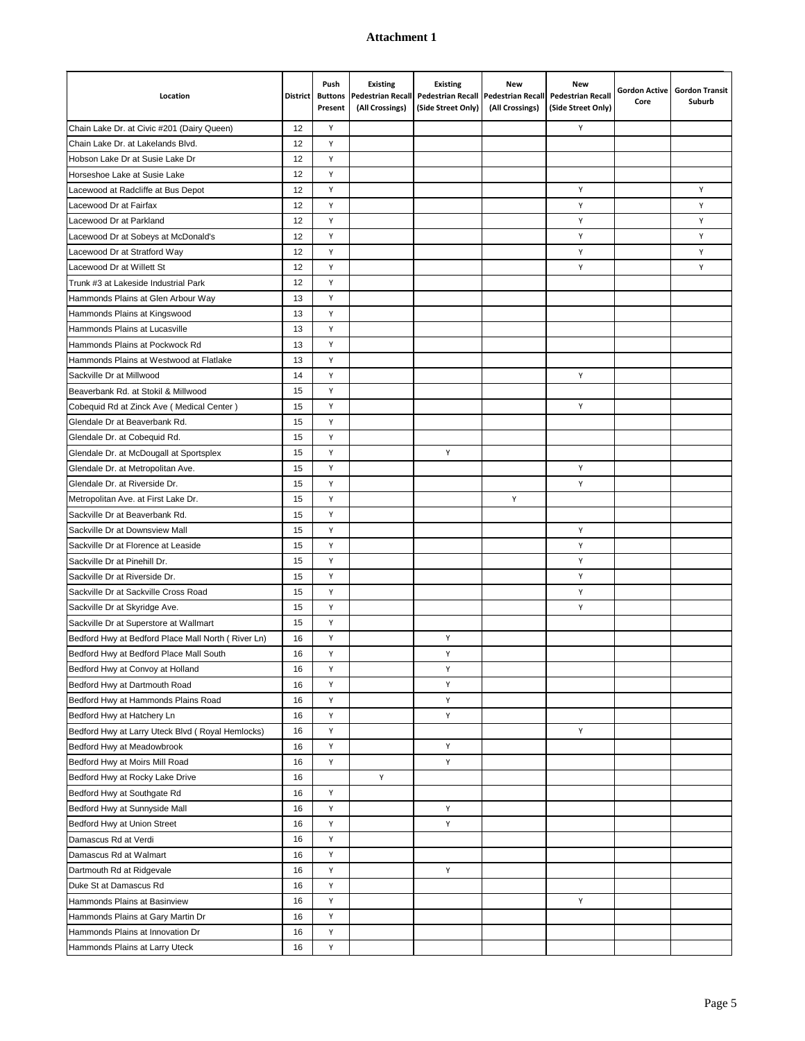**Attachment 1**

| Location | District | Push Buttons Present | Existing Pedestrian Recall (All Crossings) | Existing Pedestrian Recall (Side Street Only) | New Pedestrian Recall (All Crossings) | New Pedestrian Recall (Side Street Only) | Gordon Active Core | Gordon Transit Suburb |
|---|---|---|---|---|---|---|---|---|
| Chain Lake Dr. at Civic #201 (Dairy Queen) | 12 | Y | | | | Y | | |
| Chain Lake Dr. at Lakelands Blvd. | 12 | Y | | | | | | |
| Hobson Lake Dr at Susie Lake Dr | 12 | Y | | | | | | |
| Horseshoe Lake at Susie Lake | 12 | Y | | | | | | |
| Lacewood at Radcliffe at Bus Depot | 12 | Y | | | | Y | | Y |
| Lacewood Dr at Fairfax | 12 | Y | | | | Y | | Y |
| Lacewood Dr at Parkland | 12 | Y | | | | Y | | Y |
| Lacewood Dr at Sobeys at McDonald's | 12 | Y | | | | Y | | Y |
| Lacewood Dr at Stratford Way | 12 | Y | | | | Y | | Y |
| Lacewood Dr at Willett St | 12 | Y | | | | Y | | Y |
| Trunk #3 at Lakeside Industrial Park | 12 | Y | | | | | | |
| Hammonds Plains at Glen Arbour Way | 13 | Y | | | | | | |
| Hammonds Plains at Kingswood | 13 | Y | | | | | | |
| Hammonds Plains at Lucasville | 13 | Y | | | | | | |
| Hammonds Plains at Pockwock Rd | 13 | Y | | | | | | |
| Hammonds Plains at Westwood at Flatlake | 13 | Y | | | | | | |
| Sackville Dr at Millwood | 14 | Y | | | | Y | | |
| Beaverbank Rd. at Stokil & Millwood | 15 | Y | | | | | | |
| Cobequid Rd at Zinck Ave ( Medical Center ) | 15 | Y | | | | Y | | |
| Glendale Dr at Beaverbank Rd. | 15 | Y | | | | | | |
| Glendale Dr. at Cobequid Rd. | 15 | Y | | | | | | |
| Glendale Dr. at McDougall at Sportsplex | 15 | Y | | Y | | | | |
| Glendale Dr. at Metropolitan Ave. | 15 | Y | | | | Y | | |
| Glendale Dr. at Riverside Dr. | 15 | Y | | | | Y | | |
| Metropolitan Ave. at First Lake Dr. | 15 | Y | | | Y | | | |
| Sackville Dr at Beaverbank Rd. | 15 | Y | | | | | | |
| Sackville Dr at Downsview Mall | 15 | Y | | | | Y | | |
| Sackville Dr at Florence at Leaside | 15 | Y | | | | Y | | |
| Sackville Dr at Pinehill Dr. | 15 | Y | | | | Y | | |
| Sackville Dr at Riverside Dr. | 15 | Y | | | | Y | | |
| Sackville Dr at Sackville Cross Road | 15 | Y | | | | Y | | |
| Sackville Dr at Skyridge Ave. | 15 | Y | | | | Y | | |
| Sackville Dr at Superstore at Wallmart | 15 | Y | | | | | | |
| Bedford Hwy at Bedford Place Mall North ( River Ln) | 16 | Y | | Y | | | | |
| Bedford Hwy at Bedford Place Mall South | 16 | Y | | Y | | | | |
| Bedford Hwy at Convoy at Holland | 16 | Y | | Y | | | | |
| Bedford Hwy at Dartmouth Road | 16 | Y | | Y | | | | |
| Bedford Hwy at Hammonds Plains Road | 16 | Y | | Y | | | | |
| Bedford Hwy at Hatchery Ln | 16 | Y | | Y | | | | |
| Bedford Hwy at Larry Uteck Blvd ( Royal Hemlocks) | 16 | Y | | | | Y | | |
| Bedford Hwy at Meadowbrook | 16 | Y | | Y | | | | |
| Bedford Hwy at Moirs Mill Road | 16 | Y | | Y | | | | |
| Bedford Hwy at Rocky Lake Drive | 16 | | Y | | | | | |
| Bedford Hwy at Southgate Rd | 16 | Y | | | | | | |
| Bedford Hwy at Sunnyside Mall | 16 | Y | | Y | | | | |
| Bedford Hwy at Union Street | 16 | Y | | Y | | | | |
| Damascus Rd at Verdi | 16 | Y | | | | | | |
| Damascus Rd at Walmart | 16 | Y | | | | | | |
| Dartmouth Rd at Ridgevale | 16 | Y | | Y | | | | |
| Duke St at Damascus Rd | 16 | Y | | | | | | |
| Hammonds Plains at Basinview | 16 | Y | | | | Y | | |
| Hammonds Plains at Gary Martin Dr | 16 | Y | | | | | | |
| Hammonds Plains at Innovation Dr | 16 | Y | | | | | | |
| Hammonds Plains at Larry Uteck | 16 | Y | | | | | | |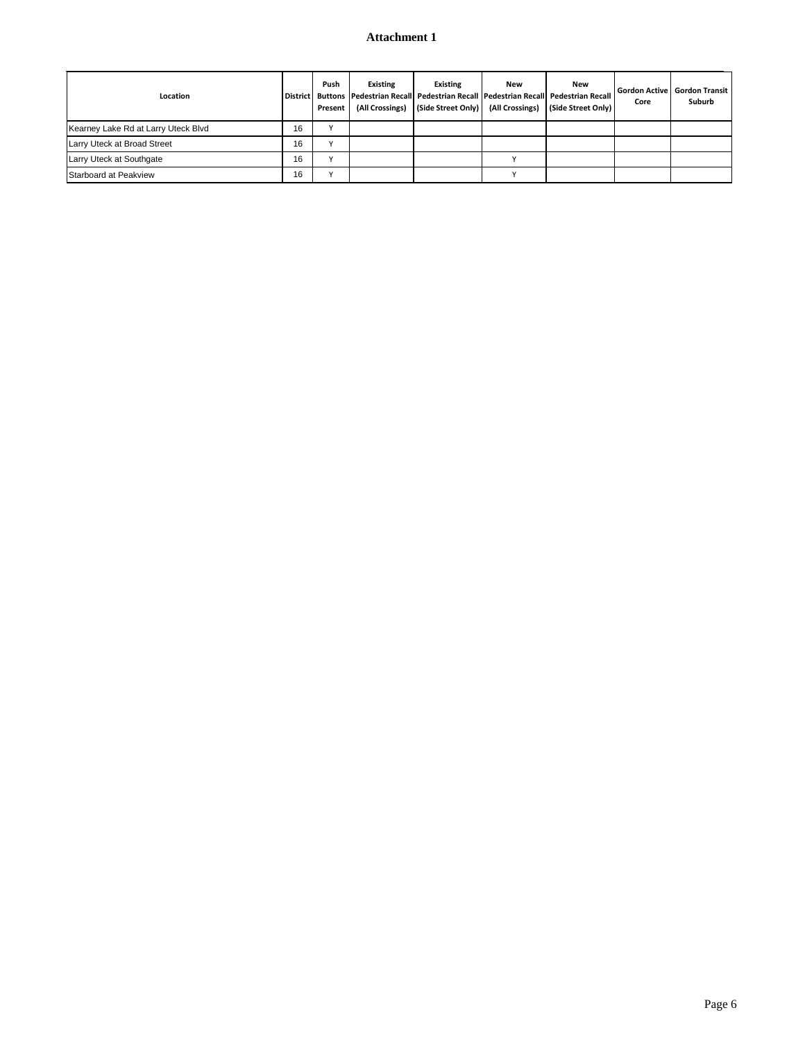# Attachment 1

| Location | District | Push Buttons Present | Existing Pedestrian Recall (All Crossings) | Existing Pedestrian Recall (Side Street Only) | New Pedestrian Recall (All Crossings) | New Pedestrian Recall (Side Street Only) | Gordon Active Core | Gordon Transit Suburb |
|---|---|---|---|---|---|---|---|---|
| Kearney Lake Rd at Larry Uteck Blvd | 16 | Y | | | | | | |
| Larry Uteck at Broad Street | 16 | Y | | | | | | |
| Larry Uteck at Southgate | 16 | Y | | | Y | | | |
| Starboard at Peakview | 16 | Y | | | Y | | | |